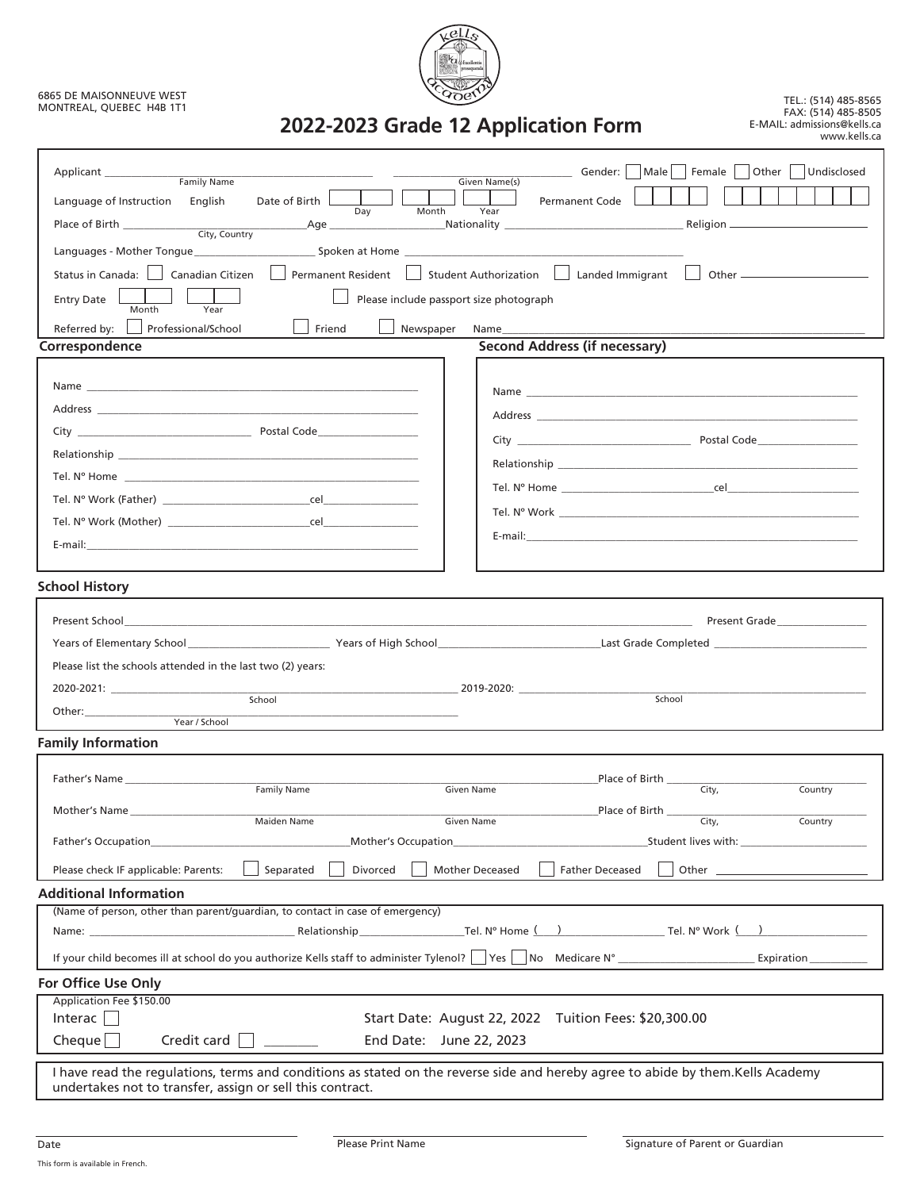6865 DE MAISONNEUVE WEST
MONTREAL, QUEBEC H4B 1T1

# 2022-2023 Grade 12 Application Form

TEL.: (514) 485-8565
FAX: (514) 485-8505
E-MAIL: admissions@kells.ca
www.kells.ca

Applicant ____________________ (Family Name) ____________________ (Given Name(s)) Gender: ☐ Male ☐ Female ☐ Other ☐ Undisclosed

Language of Instruction English Date of Birth ☐☐ (Day) ☐☐ (Month) ☐☐ (Year) Permanent Code ☐☐☐☐ ☐☐☐☐☐☐☐☐

Place of Birth ____________________ (City, Country) Age __________ Nationality ____________________ Religion ____________________

Languages - Mother Tongue ____________________ Spoken at Home ____________________

Status in Canada: ☐ Canadian Citizen ☐ Permanent Resident ☐ Student Authorization ☐ Landed Immigrant ☐ Other ____________

Entry Date ☐☐ (Month) ☐☐ (Year) ☐ Please include passport size photograph

Referred by: ☐ Professional/School ☐ Friend ☐ Newspaper Name ____________________

## Correspondence

Name ____________________

Address ____________________

City ____________________ Postal Code ____________

Relationship ____________________

Tel. N° Home ____________________

Tel. N° Work (Father) ____________________ cel ____________

Tel. N° Work (Mother) ____________________ cel ____________

E-mail: ____________________

## Second Address (if necessary)

Name ____________________

Address ____________________

City ____________________ Postal Code ____________

Relationship ____________________

Tel. N° Home ____________________ cel ____________

Tel. N° Work ____________________

E-mail: ____________________

## School History

Present School ____________________ Present Grade ____________

Years of Elementary School ____________ Years of High School ____________ Last Grade Completed ____________

Please list the schools attended in the last two (2) years:

2020-2021: ____________________ (School) 2019-2020: ____________________ (School)

Other: ____________________ (Year / School)

## Family Information

Father's Name ____________________ (Family Name) ____________________ (Given Name) Place of Birth ____________ (City, Country)

Mother's Name ____________________ (Maiden Name) ____________________ (Given Name) Place of Birth ____________ (City, Country)

Father's Occupation ____________________ Mother's Occupation ____________________ Student lives with: ____________

Please check IF applicable: Parents: ☐ Separated ☐ Divorced ☐ Mother Deceased ☐ Father Deceased ☐ Other ____________

## Additional Information

(Name of person, other than parent/guardian, to contact in case of emergency)

Name: ____________________ Relationship ____________ Tel. N° Home ( ) ____________ Tel. N° Work ( ) ____________

If your child becomes ill at school do you authorize Kells staff to administer Tylenol? ☐ Yes ☐ No Medicare N° ____________ Expiration ____________

## For Office Use Only

Application Fee $150.00

Interac ☐

Cheque ☐ Credit card ☐ ________

Start Date: August 22, 2022 Tuition Fees: $20,300.00

End Date: June 22, 2023

I have read the regulations, terms and conditions as stated on the reverse side and hereby agree to abide by them.Kells Academy undertakes not to transfer, assign or sell this contract.

____________________ ____________________ ____________________
Date Please Print Name Signature of Parent or Guardian

This form is available in French.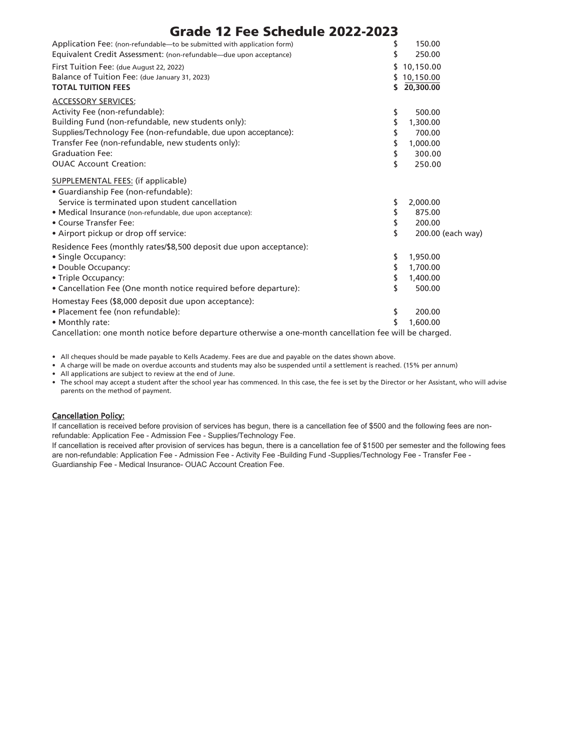# Grade 12 Fee Schedule 2022-2023

| | |
|---|---|
| Application Fee: (non-refundable—to be submitted with application form) | $ 150.00 |
| Equivalent Credit Assessment: (non-refundable—due upon acceptance) | $ 250.00 |
| First Tuition Fee: (due August 22, 2022) | $ 10,150.00 |
| Balance of Tuition Fee: (due January 31, 2023) | $ 10,150.00 |
| **TOTAL TUITION FEES** | **$ 20,300.00** |
| ACCESSORY SERVICES: | |
| Activity Fee (non-refundable): | $ 500.00 |
| Building Fund (non-refundable, new students only): | $ 1,300.00 |
| Supplies/Technology Fee (non-refundable, due upon acceptance): | $ 700.00 |
| Transfer Fee (non-refundable, new students only): | $ 1,000.00 |
| Graduation Fee: | $ 300.00 |
| OUAC Account Creation: | $ 250.00 |
| SUPPLEMENTAL FEES: (if applicable) | |
| • Guardianship Fee (non-refundable): Service is terminated upon student cancellation | $ 2,000.00 |
| • Medical Insurance (non-refundable, due upon acceptance): | $ 875.00 |
| • Course Transfer Fee: | $ 200.00 |
| • Airport pickup or drop off service: | $ 200.00 (each way) |
| Residence Fees (monthly rates/$8,500 deposit due upon acceptance): | |
| • Single Occupancy: | $ 1,950.00 |
| • Double Occupancy: | $ 1,700.00 |
| • Triple Occupancy: | $ 1,400.00 |
| • Cancellation Fee (One month notice required before departure): | $ 500.00 |
| Homestay Fees ($8,000 deposit due upon acceptance): | |
| • Placement fee (non refundable): | $ 200.00 |
| • Monthly rate: | $ 1,600.00 |

Cancellation: one month notice before departure otherwise a one-month cancellation fee will be charged.

- All cheques should be made payable to Kells Academy. Fees are due and payable on the dates shown above.
- A charge will be made on overdue accounts and students may also be suspended until a settlement is reached. (15% per annum)
- All applications are subject to review at the end of June.
- The school may accept a student after the school year has commenced. In this case, the fee is set by the Director or her Assistant, who will advise parents on the method of payment.

**Cancellation Policy:**

If cancellation is received before provision of services has begun, there is a cancellation fee of $500 and the following fees are non-refundable: Application Fee - Admission Fee - Supplies/Technology Fee.

If cancellation is received after provision of services has begun, there is a cancellation fee of $1500 per semester and the following fees are non-refundable: Application Fee - Admission Fee - Activity Fee -Building Fund -Supplies/Technology Fee - Transfer Fee - Guardianship Fee - Medical Insurance- OUAC Account Creation Fee.